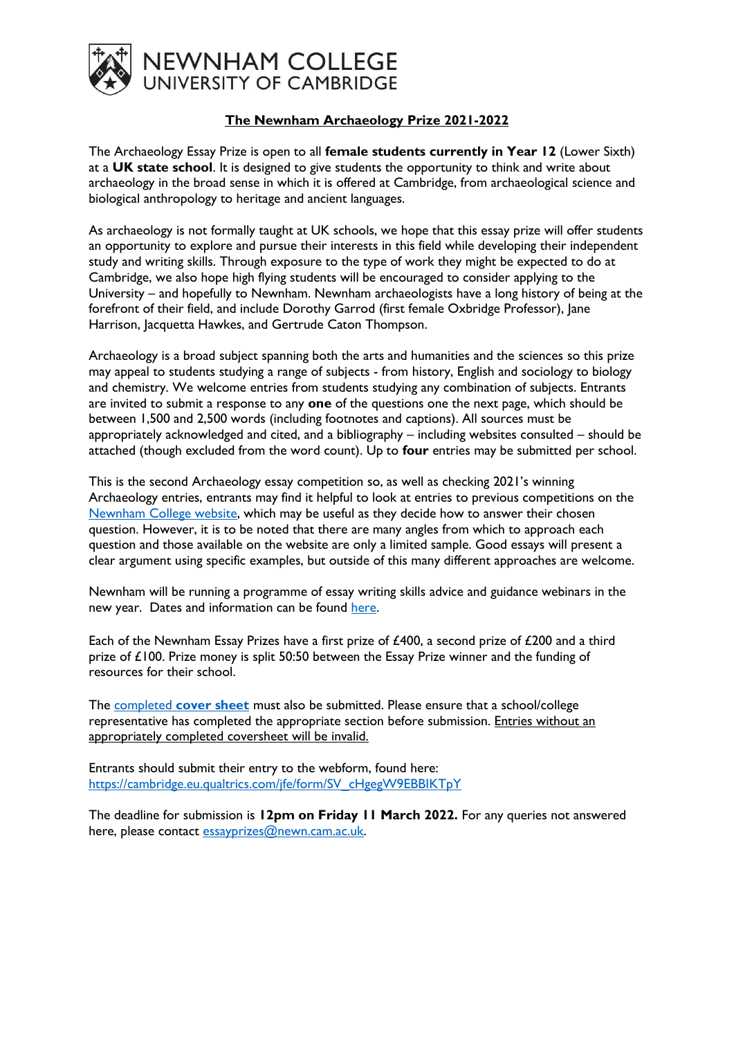NEWNHAM COLLEGE
UNIVERSITY OF CAMBRIDGE

# The Newnham Archaeology Prize 2021-2022

The Archaeology Essay Prize is open to all **female students currently in Year 12** (Lower Sixth) at a **UK state school**. It is designed to give students the opportunity to think and write about archaeology in the broad sense in which it is offered at Cambridge, from archaeological science and biological anthropology to heritage and ancient languages.

As archaeology is not formally taught at UK schools, we hope that this essay prize will offer students an opportunity to explore and pursue their interests in this field while developing their independent study and writing skills. Through exposure to the type of work they might be expected to do at Cambridge, we also hope high flying students will be encouraged to consider applying to the University – and hopefully to Newnham. Newnham archaeologists have a long history of being at the forefront of their field, and include Dorothy Garrod (first female Oxbridge Professor), Jane Harrison, Jacquetta Hawkes, and Gertrude Caton Thompson.

Archaeology is a broad subject spanning both the arts and humanities and the sciences so this prize may appeal to students studying a range of subjects - from history, English and sociology to biology and chemistry. We welcome entries from students studying any combination of subjects. Entrants are invited to submit a response to any **one** of the questions one the next page, which should be between 1,500 and 2,500 words (including footnotes and captions). All sources must be appropriately acknowledged and cited, and a bibliography – including websites consulted – should be attached (though excluded from the word count). Up to **four** entries may be submitted per school.

This is the second Archaeology essay competition so, as well as checking 2021's winning Archaeology entries, entrants may find it helpful to look at entries to previous competitions on the Newnham College website, which may be useful as they decide how to answer their chosen question. However, it is to be noted that there are many angles from which to approach each question and those available on the website are only a limited sample. Good essays will present a clear argument using specific examples, but outside of this many different approaches are welcome.

Newnham will be running a programme of essay writing skills advice and guidance webinars in the new year. Dates and information can be found here.

Each of the Newnham Essay Prizes have a first prize of £400, a second prize of £200 and a third prize of £100. Prize money is split 50:50 between the Essay Prize winner and the funding of resources for their school.

The completed **cover sheet** must also be submitted. Please ensure that a school/college representative has completed the appropriate section before submission. Entries without an appropriately completed coversheet will be invalid.

Entrants should submit their entry to the webform, found here:
https://cambridge.eu.qualtrics.com/jfe/form/SV_cHgegW9EBBIKTpY

The deadline for submission is **12pm on Friday 11 March 2022.** For any queries not answered here, please contact essayprizes@newn.cam.ac.uk.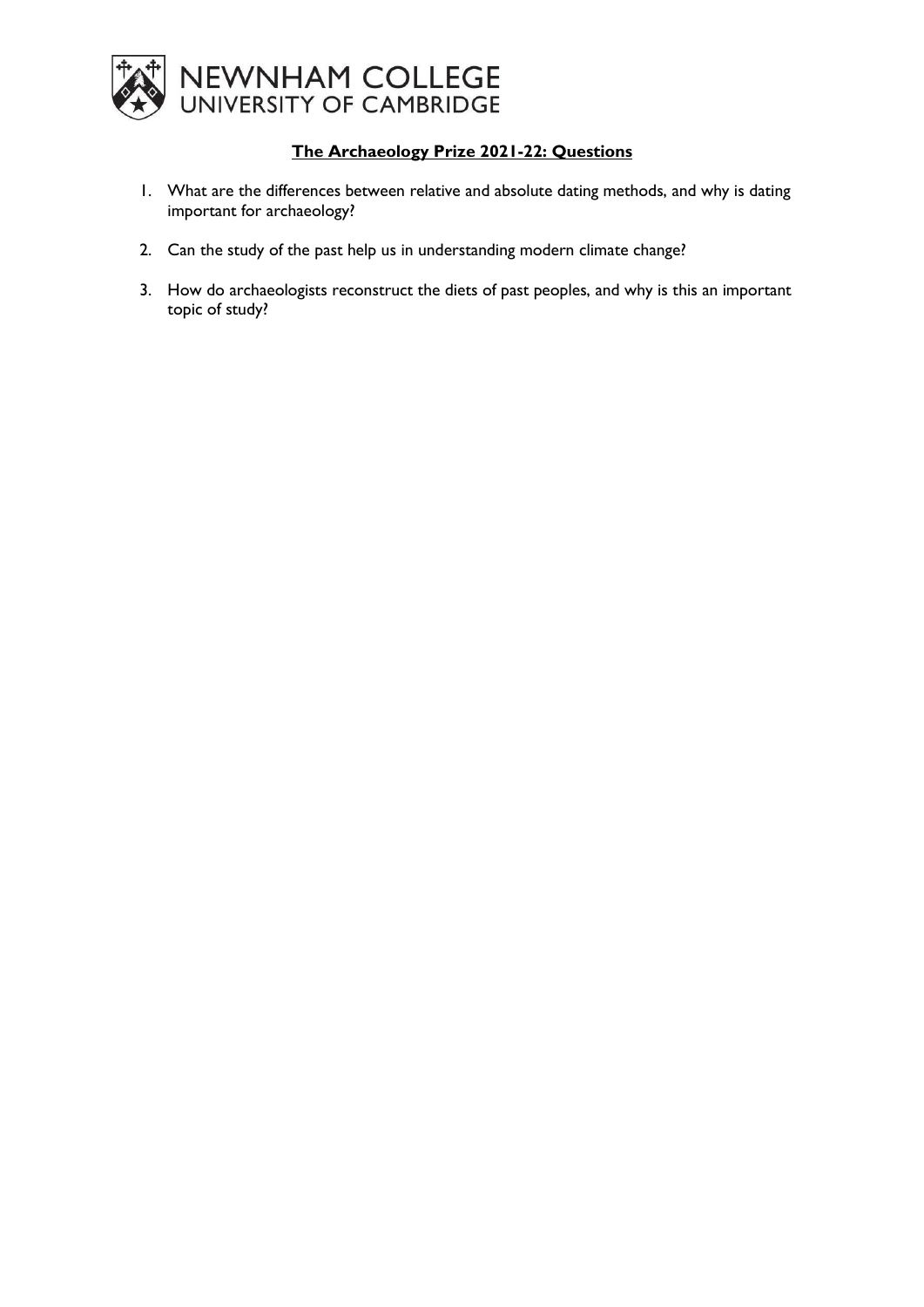NEWNHAM COLLEGE
UNIVERSITY OF CAMBRIDGE

## The Archaeology Prize 2021-22: Questions

1. What are the differences between relative and absolute dating methods, and why is dating important for archaeology?
2. Can the study of the past help us in understanding modern climate change?
3. How do archaeologists reconstruct the diets of past peoples, and why is this an important topic of study?